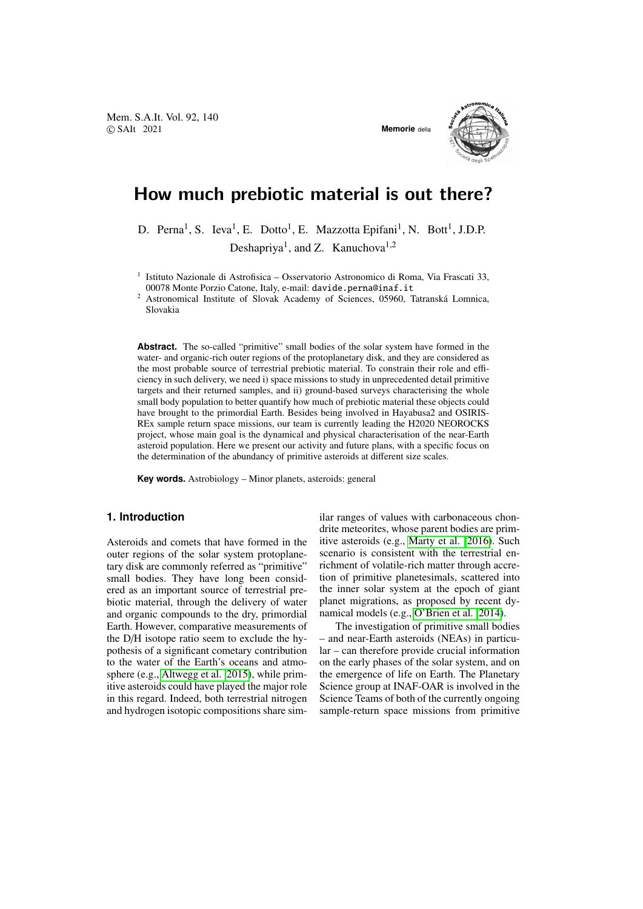# How much prebiotic material is out there?

D. Perna[1], S. Ieva[1], E. Dotto[1], E. Mazzotta Epifani[1], N. Bott[1], J.D.P. Deshapriya[1], and Z. Kanuchova[1,2]

[1] Istituto Nazionale di Astrofisica – Osservatorio Astronomico di Roma, Via Frascati 33, 00078 Monte Porzio Catone, Italy, e-mail: davide.perna@inaf.it

[2] Astronomical Institute of Slovak Academy of Sciences, 05960, Tatranská Lomnica, Slovakia

**Abstract.** The so-called "primitive" small bodies of the solar system have formed in the water- and organic-rich outer regions of the protoplanetary disk, and they are considered as the most probable source of terrestrial prebiotic material. To constrain their role and efficiency in such delivery, we need i) space missions to study in unprecedented detail primitive targets and their returned samples, and ii) ground-based surveys characterising the whole small body population to better quantify how much of prebiotic material these objects could have brought to the primordial Earth. Besides being involved in Hayabusa2 and OSIRIS-REx sample return space missions, our team is currently leading the H2020 NEOROCKS project, whose main goal is the dynamical and physical characterisation of the near-Earth asteroid population. Here we present our activity and future plans, with a specific focus on the determination of the abundancy of primitive asteroids at different size scales.

**Key words.** Astrobiology – Minor planets, asteroids: general

## 1. Introduction

Asteroids and comets that have formed in the outer regions of the solar system protoplanetary disk are commonly referred as "primitive" small bodies. They have long been considered as an important source of terrestrial prebiotic material, through the delivery of water and organic compounds to the dry, primordial Earth. However, comparative measurements of the D/H isotope ratio seem to exclude the hypothesis of a significant cometary contribution to the water of the Earth's oceans and atmosphere (e.g., Altwegg et al. 2015), while primitive asteroids could have played the major role in this regard. Indeed, both terrestrial nitrogen and hydrogen isotopic compositions share similar ranges of values with carbonaceous chondrite meteorites, whose parent bodies are primitive asteroids (e.g., Marty et al. 2016). Such scenario is consistent with the terrestrial enrichment of volatile-rich matter through accretion of primitive planetesimals, scattered into the inner solar system at the epoch of giant planet migrations, as proposed by recent dynamical models (e.g., O'Brien et al. 2014).

The investigation of primitive small bodies – and near-Earth asteroids (NEAs) in particular – can therefore provide crucial information on the early phases of the solar system, and on the emergence of life on Earth. The Planetary Science group at INAF-OAR is involved in the Science Teams of both of the currently ongoing sample-return space missions from primitive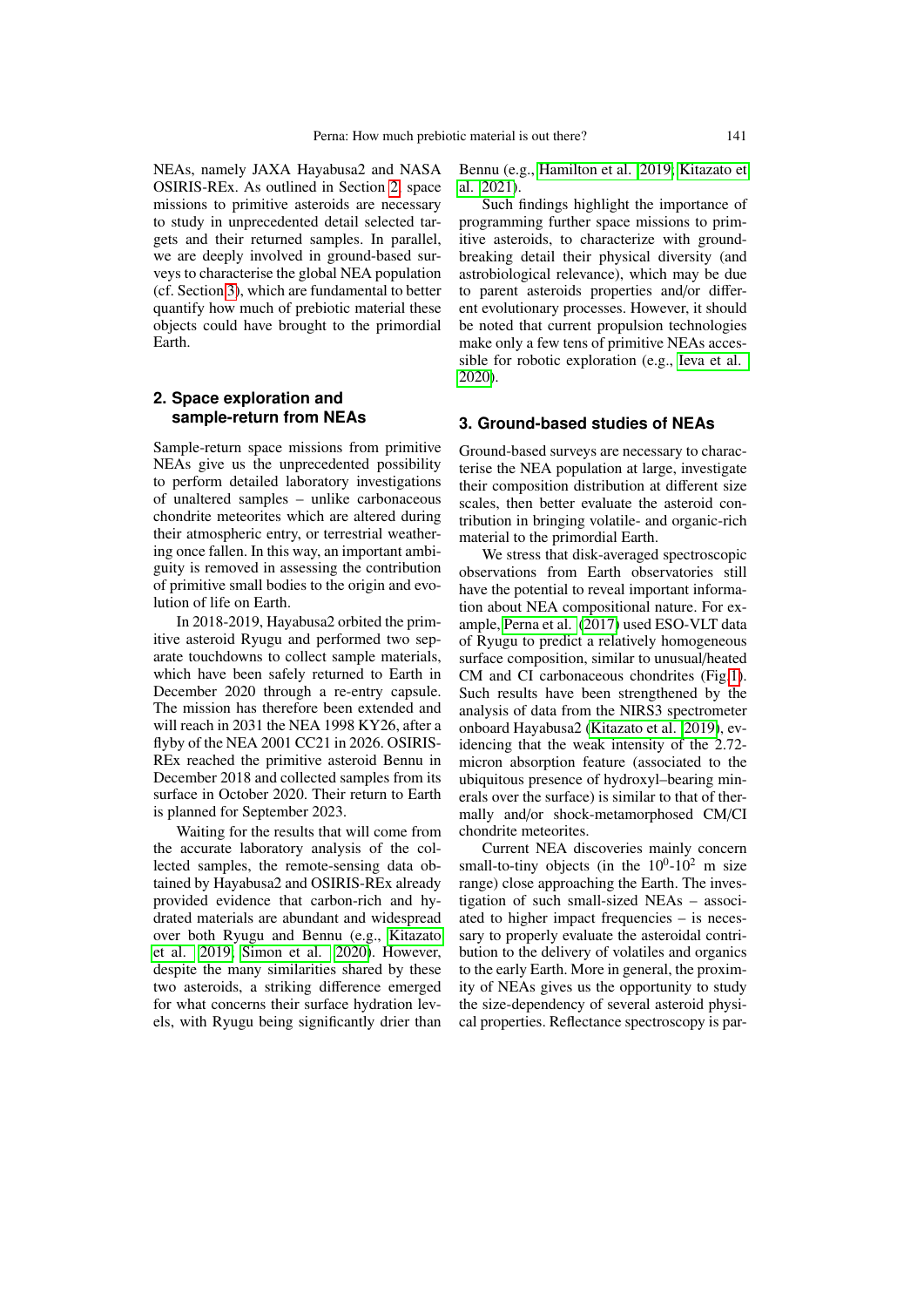NEAs, namely JAXA Hayabusa2 and NASA OSIRIS-REx. As outlined in Section 2, space missions to primitive asteroids are necessary to study in unprecedented detail selected targets and their returned samples. In parallel, we are deeply involved in ground-based surveys to characterise the global NEA population (cf. Section 3), which are fundamental to better quantify how much of prebiotic material these objects could have brought to the primordial Earth.

## 2. Space exploration and sample-return from NEAs

Sample-return space missions from primitive NEAs give us the unprecedented possibility to perform detailed laboratory investigations of unaltered samples – unlike carbonaceous chondrite meteorites which are altered during their atmospheric entry, or terrestrial weathering once fallen. In this way, an important ambiguity is removed in assessing the contribution of primitive small bodies to the origin and evolution of life on Earth.

In 2018-2019, Hayabusa2 orbited the primitive asteroid Ryugu and performed two separate touchdowns to collect sample materials, which have been safely returned to Earth in December 2020 through a re-entry capsule. The mission has therefore been extended and will reach in 2031 the NEA 1998 KY26, after a flyby of the NEA 2001 CC21 in 2026. OSIRIS-REx reached the primitive asteroid Bennu in December 2018 and collected samples from its surface in October 2020. Their return to Earth is planned for September 2023.

Waiting for the results that will come from the accurate laboratory analysis of the collected samples, the remote-sensing data obtained by Hayabusa2 and OSIRIS-REx already provided evidence that carbon-rich and hydrated materials are abundant and widespread over both Ryugu and Bennu (e.g., Kitazato et al. 2019; Simon et al. 2020). However, despite the many similarities shared by these two asteroids, a striking difference emerged for what concerns their surface hydration levels, with Ryugu being significantly drier than Bennu (e.g., Hamilton et al. 2019; Kitazato et al. 2021).

Such findings highlight the importance of programming further space missions to primitive asteroids, to characterize with groundbreaking detail their physical diversity (and astrobiological relevance), which may be due to parent asteroids properties and/or different evolutionary processes. However, it should be noted that current propulsion technologies make only a few tens of primitive NEAs accessible for robotic exploration (e.g., Ieva et al. 2020).

## 3. Ground-based studies of NEAs

Ground-based surveys are necessary to characterise the NEA population at large, investigate their composition distribution at different size scales, then better evaluate the asteroid contribution in bringing volatile- and organic-rich material to the primordial Earth.

We stress that disk-averaged spectroscopic observations from Earth observatories still have the potential to reveal important information about NEA compositional nature. For example, Perna et al. (2017) used ESO-VLT data of Ryugu to predict a relatively homogeneous surface composition, similar to unusual/heated CM and CI carbonaceous chondrites (Fig.1). Such results have been strengthened by the analysis of data from the NIRS3 spectrometer onboard Hayabusa2 (Kitazato et al. 2019), evidencing that the weak intensity of the 2.72-micron absorption feature (associated to the ubiquitous presence of hydroxyl–bearing minerals over the surface) is similar to that of thermally and/or shock-metamorphosed CM/CI chondrite meteorites.

Current NEA discoveries mainly concern small-to-tiny objects (in the $10^0$-$10^2$ m size range) close approaching the Earth. The investigation of such small-sized NEAs – associated to higher impact frequencies – is necessary to properly evaluate the asteroidal contribution to the delivery of volatiles and organics to the early Earth. More in general, the proximity of NEAs gives us the opportunity to study the size-dependency of several asteroid physical properties. Reflectance spectroscopy is par-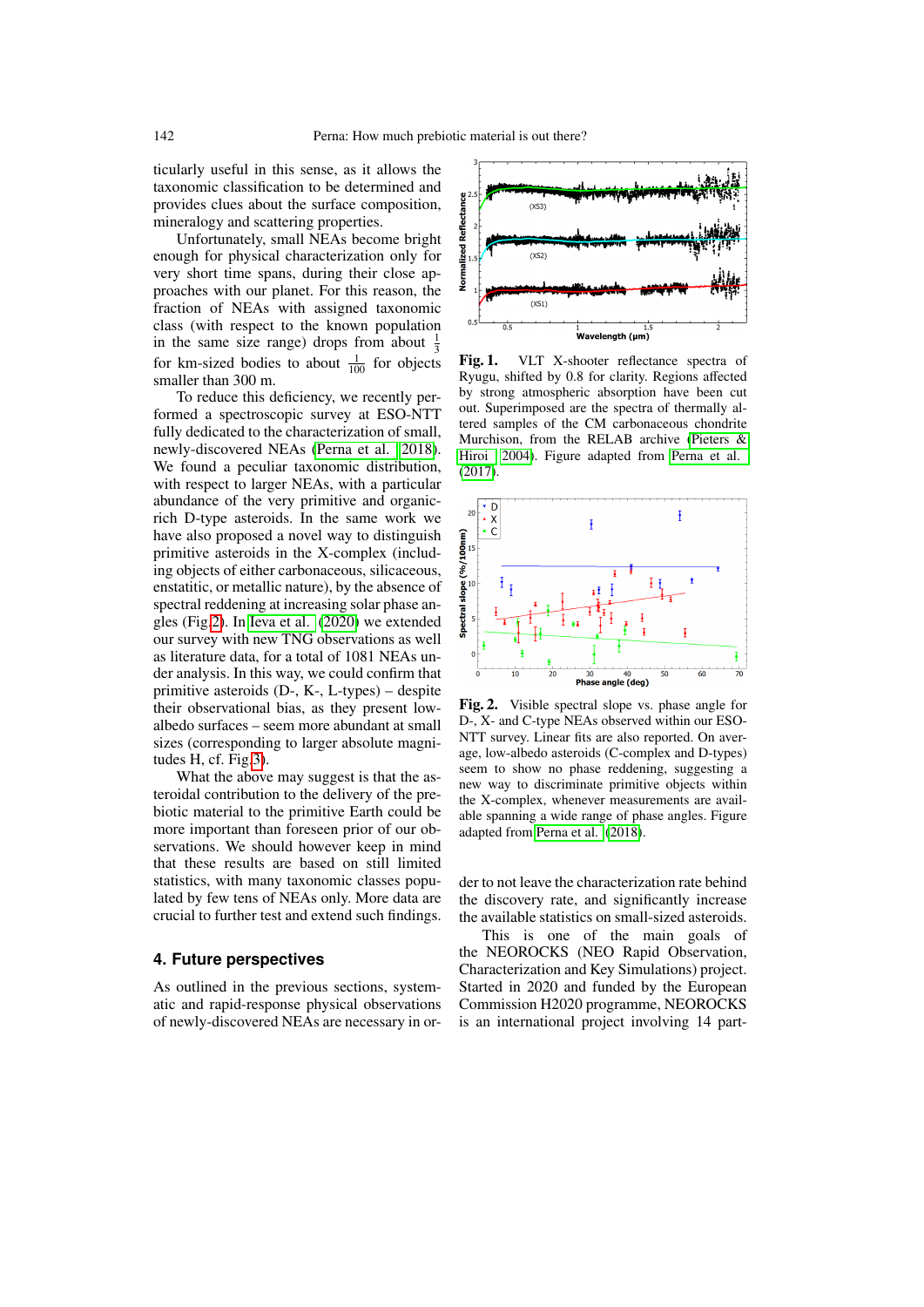ticularly useful in this sense, as it allows the taxonomic classification to be determined and provides clues about the surface composition, mineralogy and scattering properties.

Unfortunately, small NEAs become bright enough for physical characterization only for very short time spans, during their close approaches with our planet. For this reason, the fraction of NEAs with assigned taxonomic class (with respect to the known population in the same size range) drops from about $\frac{1}{3}$ for km-sized bodies to about $\frac{1}{100}$ for objects smaller than 300 m.

To reduce this deficiency, we recently performed a spectroscopic survey at ESO-NTT fully dedicated to the characterization of small, newly-discovered NEAs (Perna et al. 2018). We found a peculiar taxonomic distribution, with respect to larger NEAs, with a particular abundance of the very primitive and organic-rich D-type asteroids. In the same work we have also proposed a novel way to distinguish primitive asteroids in the X-complex (including objects of either carbonaceous, silicaceous, enstatitic, or metallic nature), by the absence of spectral reddening at increasing solar phase angles (Fig.2). In Ieva et al. (2020) we extended our survey with new TNG observations as well as literature data, for a total of 1081 NEAs under analysis. In this way, we could confirm that primitive asteroids (D-, K-, L-types) – despite their observational bias, as they present low-albedo surfaces – seem more abundant at small sizes (corresponding to larger absolute magnitudes H, cf. Fig.3).

What the above may suggest is that the asteroidal contribution to the delivery of the prebiotic material to the primitive Earth could be more important than foreseen prior of our observations. We should however keep in mind that these results are based on still limited statistics, with many taxonomic classes populated by few tens of NEAs only. More data are crucial to further test and extend such findings.

**Fig. 1.** VLT X-shooter reflectance spectra of Ryugu, shifted by 0.8 for clarity. Regions affected by strong atmospheric absorption have been cut out. Superimposed are the spectra of thermally altered samples of the CM carbonaceous chondrite Murchison, from the RELAB archive (Pieters & Hiroi 2004). Figure adapted from Perna et al. (2017).

**Fig. 2.** Visible spectral slope vs. phase angle for D-, X- and C-type NEAs observed within our ESO-NTT survey. Linear fits are also reported. On average, low-albedo asteroids (C-complex and D-types) seem to show no phase reddening, suggesting a new way to discriminate primitive objects within the X-complex, whenever measurements are available spanning a wide range of phase angles. Figure adapted from Perna et al. (2018).

## 4. Future perspectives

As outlined in the previous sections, systematic and rapid-response physical observations of newly-discovered NEAs are necessary in order to not leave the characterization rate behind the discovery rate, and significantly increase the available statistics on small-sized asteroids.

This is one of the main goals of the NEOROCKS (NEO Rapid Observation, Characterization and Key Simulations) project. Started in 2020 and funded by the European Commission H2020 programme, NEOROCKS is an international project involving 14 part-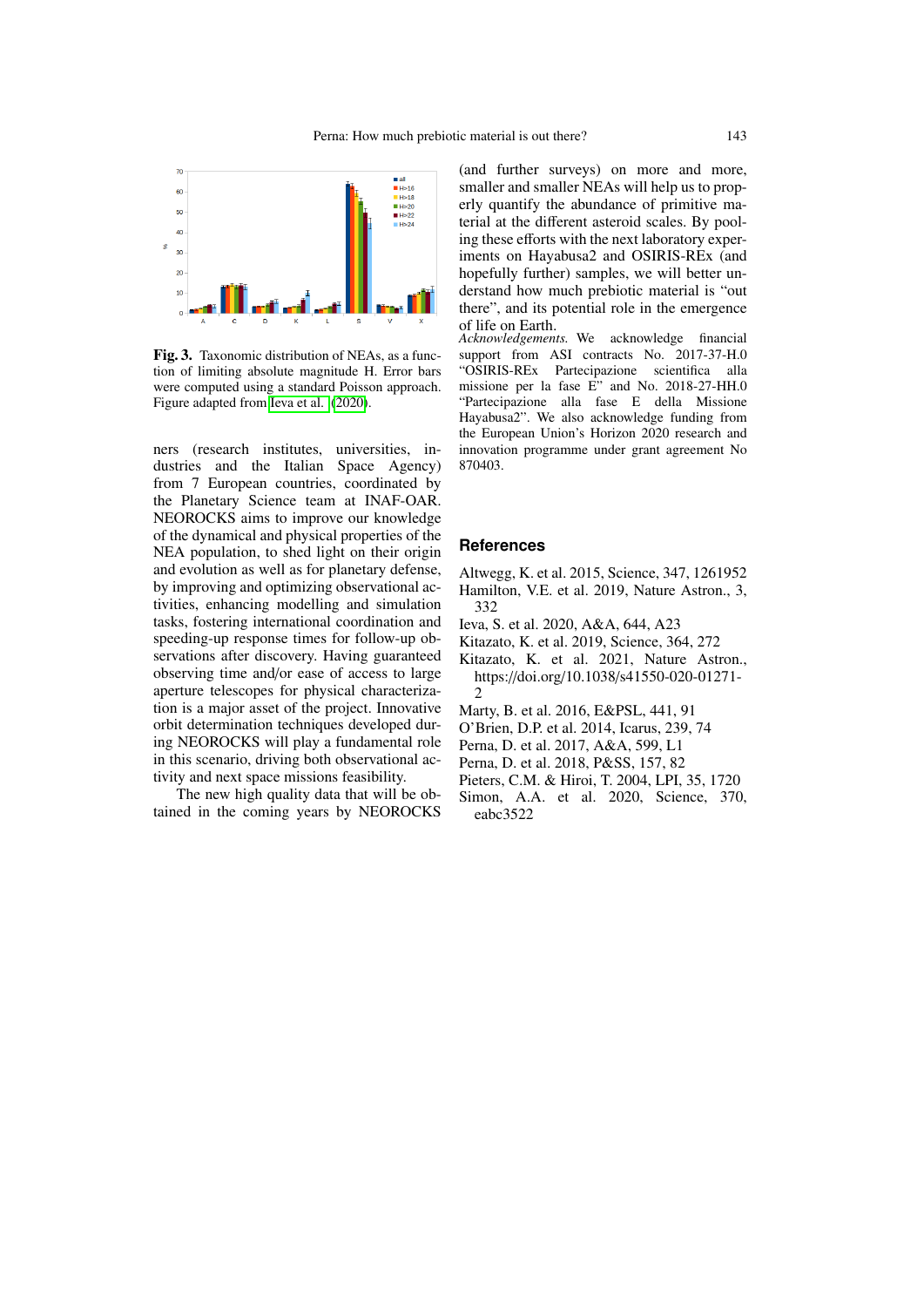70
60
50
40
30
20
10
0
%
A C D K L S V X
all
H>16
H>18
H>20
H>22
H>24

**Fig. 3.** Taxonomic distribution of NEAs, as a function of limiting absolute magnitude H. Error bars were computed using a standard Poisson approach. Figure adapted from Ieva et al. (2020).

ners (research institutes, universities, industries and the Italian Space Agency) from 7 European countries, coordinated by the Planetary Science team at INAF-OAR. NEOROCKS aims to improve our knowledge of the dynamical and physical properties of the NEA population, to shed light on their origin and evolution as well as for planetary defense, by improving and optimizing observational activities, enhancing modelling and simulation tasks, fostering international coordination and speeding-up response times for follow-up observations after discovery. Having guaranteed observing time and/or ease of access to large aperture telescopes for physical characterization is a major asset of the project. Innovative orbit determination techniques developed during NEOROCKS will play a fundamental role in this scenario, driving both observational activity and next space missions feasibility.

The new high quality data that will be obtained in the coming years by NEOROCKS (and further surveys) on more and more, smaller and smaller NEAs will help us to properly quantify the abundance of primitive material at the different asteroid scales. By pooling these efforts with the next laboratory experiments on Hayabusa2 and OSIRIS-REx (and hopefully further) samples, we will better understand how much prebiotic material is "out there", and its potential role in the emergence of life on Earth.

*Acknowledgements.* We acknowledge financial support from ASI contracts No. 2017-37-H.0 "OSIRIS-REx Partecipazione scientifica alla missione per la fase E" and No. 2018-27-HH.0 "Partecipazione alla fase E della Missione Hayabusa2". We also acknowledge funding from the European Union's Horizon 2020 research and innovation programme under grant agreement No 870403.

## References

Altwegg, K. et al. 2015, Science, 347, 1261952

Hamilton, V.E. et al. 2019, Nature Astron., 3, 332

Ieva, S. et al. 2020, A&A, 644, A23

Kitazato, K. et al. 2019, Science, 364, 272

Kitazato, K. et al. 2021, Nature Astron., https://doi.org/10.1038/s41550-020-01271-2

Marty, B. et al. 2016, E&PSL, 441, 91

O'Brien, D.P. et al. 2014, Icarus, 239, 74

Perna, D. et al. 2017, A&A, 599, L1

Perna, D. et al. 2018, P&SS, 157, 82

Pieters, C.M. & Hiroi, T. 2004, LPI, 35, 1720

Simon, A.A. et al. 2020, Science, 370, eabc3522